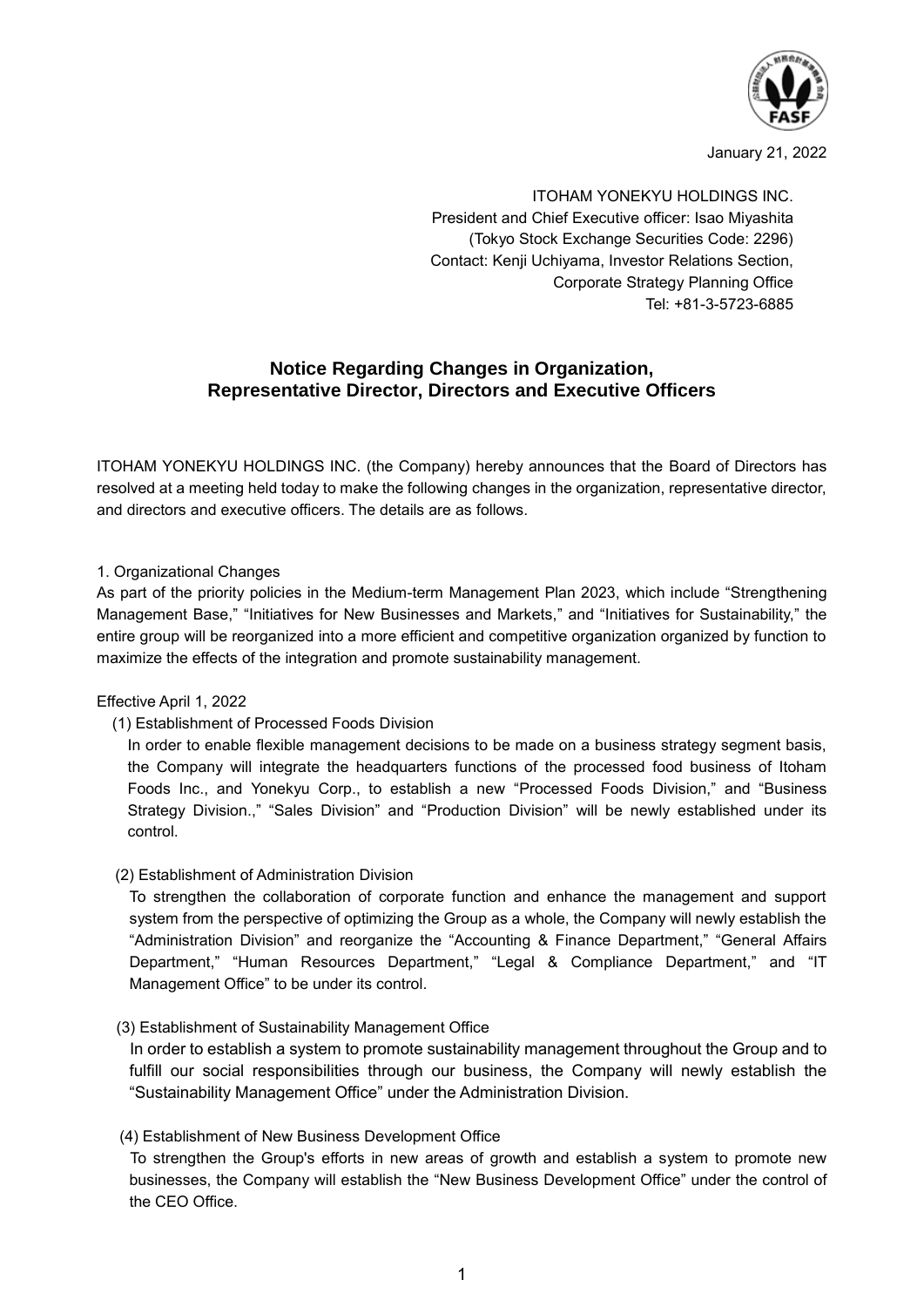January 21, 2022

ITOHAM YONEKYU HOLDINGS INC.
President and Chief Executive officer: Isao Miyashita
(Tokyo Stock Exchange Securities Code: 2296)
Contact: Kenji Uchiyama, Investor Relations Section,
Corporate Strategy Planning Office
Tel: +81-3-5723-6885

## Notice Regarding Changes in Organization, Representative Director, Directors and Executive Officers

ITOHAM YONEKYU HOLDINGS INC. (the Company) hereby announces that the Board of Directors has resolved at a meeting held today to make the following changes in the organization, representative director, and directors and executive officers. The details are as follows.

1. Organizational Changes

As part of the priority policies in the Medium-term Management Plan 2023, which include "Strengthening Management Base," "Initiatives for New Businesses and Markets," and "Initiatives for Sustainability," the entire group will be reorganized into a more efficient and competitive organization organized by function to maximize the effects of the integration and promote sustainability management.

Effective April 1, 2022

(1) Establishment of Processed Foods Division

In order to enable flexible management decisions to be made on a business strategy segment basis, the Company will integrate the headquarters functions of the processed food business of Itoham Foods Inc., and Yonekyu Corp., to establish a new "Processed Foods Division," and "Business Strategy Division.," "Sales Division" and "Production Division" will be newly established under its control.

(2) Establishment of Administration Division

To strengthen the collaboration of corporate function and enhance the management and support system from the perspective of optimizing the Group as a whole, the Company will newly establish the "Administration Division" and reorganize the "Accounting & Finance Department," "General Affairs Department," "Human Resources Department," "Legal & Compliance Department," and "IT Management Office" to be under its control.

(3) Establishment of Sustainability Management Office

In order to establish a system to promote sustainability management throughout the Group and to fulfill our social responsibilities through our business, the Company will newly establish the "Sustainability Management Office" under the Administration Division.

(4) Establishment of New Business Development Office

To strengthen the Group's efforts in new areas of growth and establish a system to promote new businesses, the Company will establish the "New Business Development Office" under the control of the CEO Office.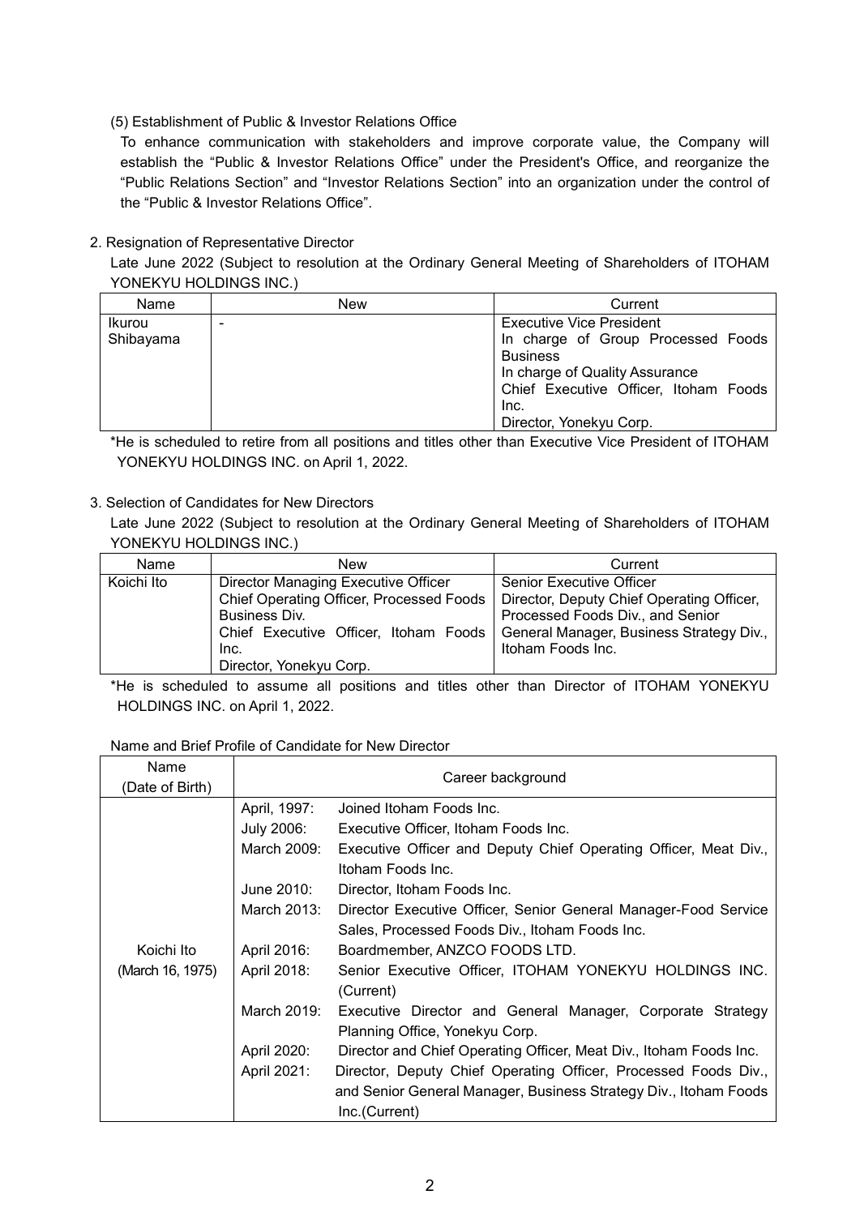(5) Establishment of Public & Investor Relations Office

To enhance communication with stakeholders and improve corporate value, the Company will establish the "Public & Investor Relations Office" under the President's Office, and reorganize the "Public Relations Section" and "Investor Relations Section" into an organization under the control of the "Public & Investor Relations Office".

## 2. Resignation of Representative Director

Late June 2022 (Subject to resolution at the Ordinary General Meeting of Shareholders of ITOHAM YONEKYU HOLDINGS INC.)

| Name | New | Current |
|---|---|---|
| Ikurou Shibayama | - | Executive Vice President<br>In charge of Group Processed Foods Business<br>In charge of Quality Assurance<br>Chief Executive Officer, Itoham Foods Inc.<br>Director, Yonekyu Corp. |

*He is scheduled to retire from all positions and titles other than Executive Vice President of ITOHAM YONEKYU HOLDINGS INC. on April 1, 2022.

## 3. Selection of Candidates for New Directors

Late June 2022 (Subject to resolution at the Ordinary General Meeting of Shareholders of ITOHAM YONEKYU HOLDINGS INC.)

| Name | New | Current |
|---|---|---|
| Koichi Ito | Director Managing Executive Officer<br>Chief Operating Officer, Processed Foods Business Div.<br>Chief Executive Officer, Itoham Foods Inc.<br>Director, Yonekyu Corp. | Senior Executive Officer<br>Director, Deputy Chief Operating Officer, Processed Foods Div., and Senior General Manager, Business Strategy Div., Itoham Foods Inc. |

*He is scheduled to assume all positions and titles other than Director of ITOHAM YONEKYU HOLDINGS INC. on April 1, 2022.

Name and Brief Profile of Candidate for New Director

| Name (Date of Birth) | Career background | |
|---|---|---|
| Koichi Ito (March 16, 1975) | April, 1997: | Joined Itoham Foods Inc. |
| | July 2006: | Executive Officer, Itoham Foods Inc. |
| | March 2009: | Executive Officer and Deputy Chief Operating Officer, Meat Div., Itoham Foods Inc. |
| | June 2010: | Director, Itoham Foods Inc. |
| | March 2013: | Director Executive Officer, Senior General Manager-Food Service Sales, Processed Foods Div., Itoham Foods Inc. |
| | April 2016: | Boardmember, ANZCO FOODS LTD. |
| | April 2018: | Senior Executive Officer, ITOHAM YONEKYU HOLDINGS INC. (Current) |
| | March 2019: | Executive Director and General Manager, Corporate Strategy Planning Office, Yonekyu Corp. |
| | April 2020: | Director and Chief Operating Officer, Meat Div., Itoham Foods Inc. |
| | April 2021: | Director, Deputy Chief Operating Officer, Processed Foods Div., and Senior General Manager, Business Strategy Div., Itoham Foods Inc.(Current) |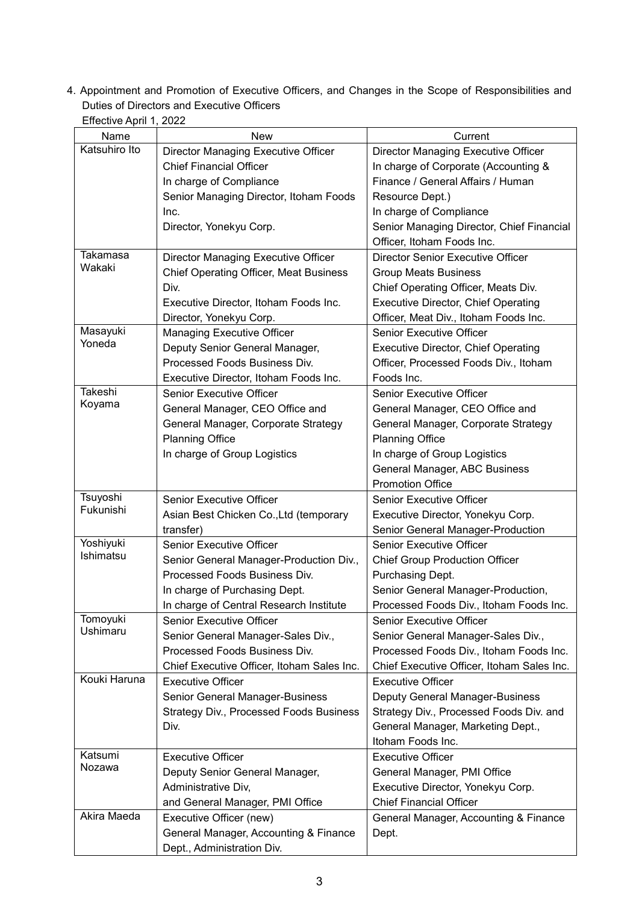4. Appointment and Promotion of Executive Officers, and Changes in the Scope of Responsibilities and Duties of Directors and Executive Officers

Effective April 1, 2022

| Name | New | Current |
|---|---|---|
| Katsuhiro Ito | Director Managing Executive Officer<br>Chief Financial Officer<br>In charge of Compliance<br>Senior Managing Director, Itoham Foods Inc.<br>Director, Yonekyu Corp. | Director Managing Executive Officer<br>In charge of Corporate (Accounting & Finance / General Affairs / Human Resource Dept.)<br>In charge of Compliance<br>Senior Managing Director, Chief Financial Officer, Itoham Foods Inc. |
| Takamasa Wakaki | Director Managing Executive Officer<br>Chief Operating Officer, Meat Business Div.<br>Executive Director, Itoham Foods Inc.<br>Director, Yonekyu Corp. | Director Senior Executive Officer<br>Group Meats Business<br>Chief Operating Officer, Meats Div.<br>Executive Director, Chief Operating Officer, Meat Div., Itoham Foods Inc. |
| Masayuki Yoneda | Managing Executive Officer<br>Deputy Senior General Manager, Processed Foods Business Div.<br>Executive Director, Itoham Foods Inc. | Senior Executive Officer<br>Executive Director, Chief Operating Officer, Processed Foods Div., Itoham Foods Inc. |
| Takeshi Koyama | Senior Executive Officer<br>General Manager, CEO Office and General Manager, Corporate Strategy Planning Office<br>In charge of Group Logistics | Senior Executive Officer<br>General Manager, CEO Office and General Manager, Corporate Strategy Planning Office<br>In charge of Group Logistics<br>General Manager, ABC Business Promotion Office |
| Tsuyoshi Fukunishi | Senior Executive Officer<br>Asian Best Chicken Co.,Ltd (temporary transfer) | Senior Executive Officer<br>Executive Director, Yonekyu Corp.<br>Senior General Manager-Production |
| Yoshiyuki Ishimatsu | Senior Executive Officer<br>Senior General Manager-Production Div., Processed Foods Business Div.<br>In charge of Purchasing Dept.<br>In charge of Central Research Institute | Senior Executive Officer<br>Chief Group Production Officer<br>Purchasing Dept.<br>Senior General Manager-Production, Processed Foods Div., Itoham Foods Inc. |
| Tomoyuki Ushimaru | Senior Executive Officer<br>Senior General Manager-Sales Div., Processed Foods Business Div.<br>Chief Executive Officer, Itoham Sales Inc. | Senior Executive Officer<br>Senior General Manager-Sales Div., Processed Foods Div., Itoham Foods Inc.<br>Chief Executive Officer, Itoham Sales Inc. |
| Kouki Haruna | Executive Officer<br>Senior General Manager-Business Strategy Div., Processed Foods Business Div. | Executive Officer<br>Deputy General Manager-Business Strategy Div., Processed Foods Div. and General Manager, Marketing Dept., Itoham Foods Inc. |
| Katsumi Nozawa | Executive Officer<br>Deputy Senior General Manager, Administrative Div,<br>and General Manager, PMI Office | Executive Officer<br>General Manager, PMI Office<br>Executive Director, Yonekyu Corp.<br>Chief Financial Officer |
| Akira Maeda | Executive Officer (new)<br>General Manager, Accounting & Finance Dept., Administration Div. | General Manager, Accounting & Finance Dept. |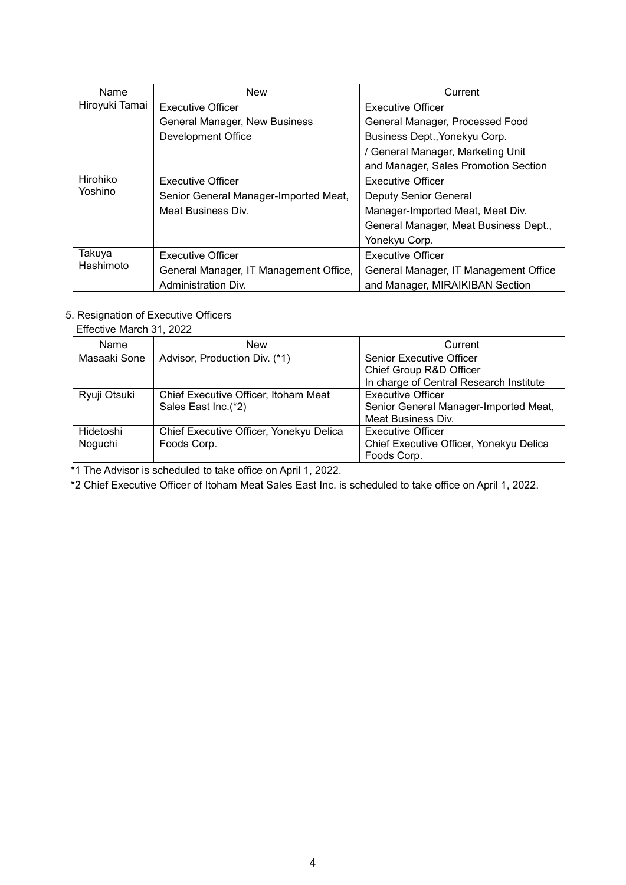| Name | New | Current |
|---|---|---|
| Hiroyuki Tamai | Executive Officer<br>General Manager, New Business Development Office | Executive Officer<br>General Manager, Processed Food Business Dept.,Yonekyu Corp.<br>/ General Manager, Marketing Unit and Manager, Sales Promotion Section |
| Hirohiko Yoshino | Executive Officer<br>Senior General Manager-Imported Meat, Meat Business Div. | Executive Officer<br>Deputy Senior General Manager-Imported Meat, Meat Div.<br>General Manager, Meat Business Dept., Yonekyu Corp. |
| Takuya Hashimoto | Executive Officer<br>General Manager, IT Management Office, Administration Div. | Executive Officer<br>General Manager, IT Management Office and Manager, MIRAIKIBAN Section |

5. Resignation of Executive Officers

Effective March 31, 2022

| Name | New | Current |
|---|---|---|
| Masaaki Sone | Advisor, Production Div. (*1) | Senior Executive Officer<br>Chief Group R&D Officer<br>In charge of Central Research Institute |
| Ryuji Otsuki | Chief Executive Officer, Itoham Meat Sales East Inc.(*2) | Executive Officer<br>Senior General Manager-Imported Meat, Meat Business Div. |
| Hidetoshi Noguchi | Chief Executive Officer, Yonekyu Delica Foods Corp. | Executive Officer<br>Chief Executive Officer, Yonekyu Delica Foods Corp. |

*1 The Advisor is scheduled to take office on April 1, 2022.

*2 Chief Executive Officer of Itoham Meat Sales East Inc. is scheduled to take office on April 1, 2022.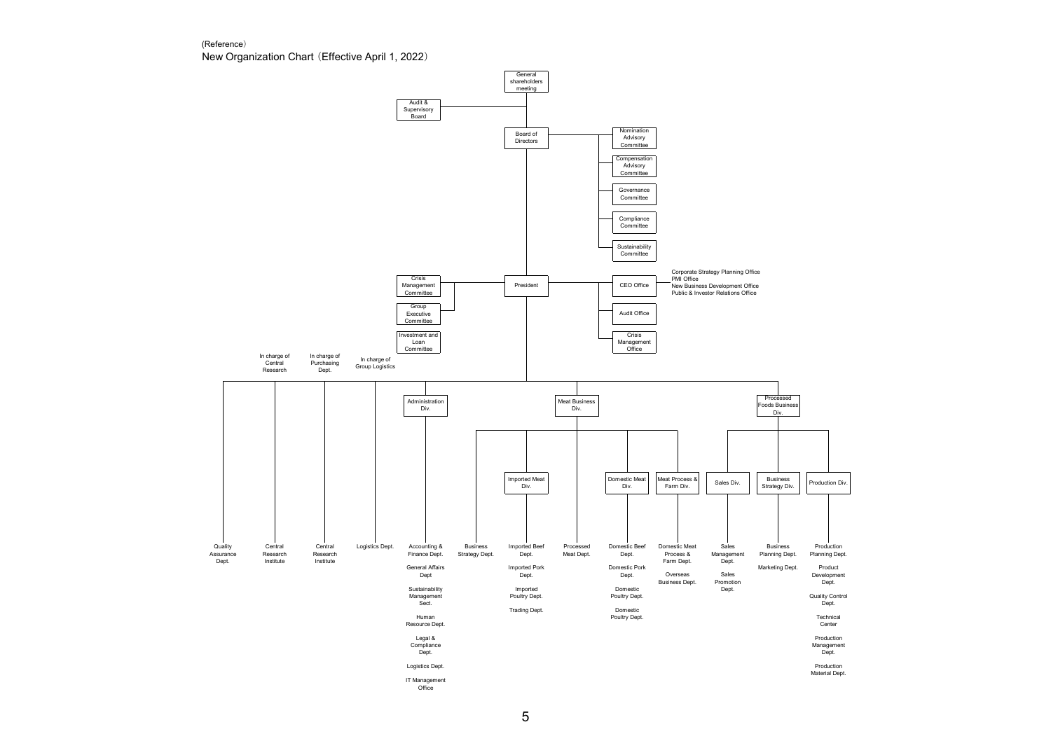(Reference)

New Organization Chart (Effective April 1, 2022)

General shareholders meeting

Audit & Supervisory Board

Board of Directors

Nomination Advisory Committee

Compensation Advisory Committee

Governance Committee

Compliance Committee

Sustainability Committee

Crisis Management Committee

Group Executive Committee

Investment and Loan Committee

President

CEO Office

Corporate Strategy Planning Office
PMI Office
New Business Development Office
Public & Investor Relations Office

Audit Office

Crisis Management Office

In charge of Central Research

In charge of Purchasing Dept.

In charge of Group Logistics

Administration Div.

Meat Business Div.

Processed Foods Business Div.

Imported Meat Div.

Domestic Meat Div.

Meat Process & Farm Div.

Sales Div.

Business Strategy Div.

Production Div.

Quality Assurance Dept.

Central Research Institute

Central Research Institute

Logistics Dept.

Accounting & Finance Dept.
General Affairs Dept
Sustainability Management Sect.
Human Resource Dept.
Legal & Compliance Dept.
Logistics Dept.
IT Management Office

Business Strategy Dept.

Imported Beef Dept.
Imported Pork Dept.
Imported Poultry Dept.
Trading Dept.

Processed Meat Dept.

Domestic Beef Dept.
Domestic Pork Dept.
Domestic Poultry Dept.
Domestic Poultry Dept.

Domestic Meat Process & Farm Dept.
Overseas Business Dept.

Sales Management Dept.
Sales Promotion Dept.

Business Planning Dept.
Marketing Dept.

Production Planning Dept.
Product Development Dept.
Quality Control Dept.
Technical Center
Production Management Dept.
Production Material Dept.